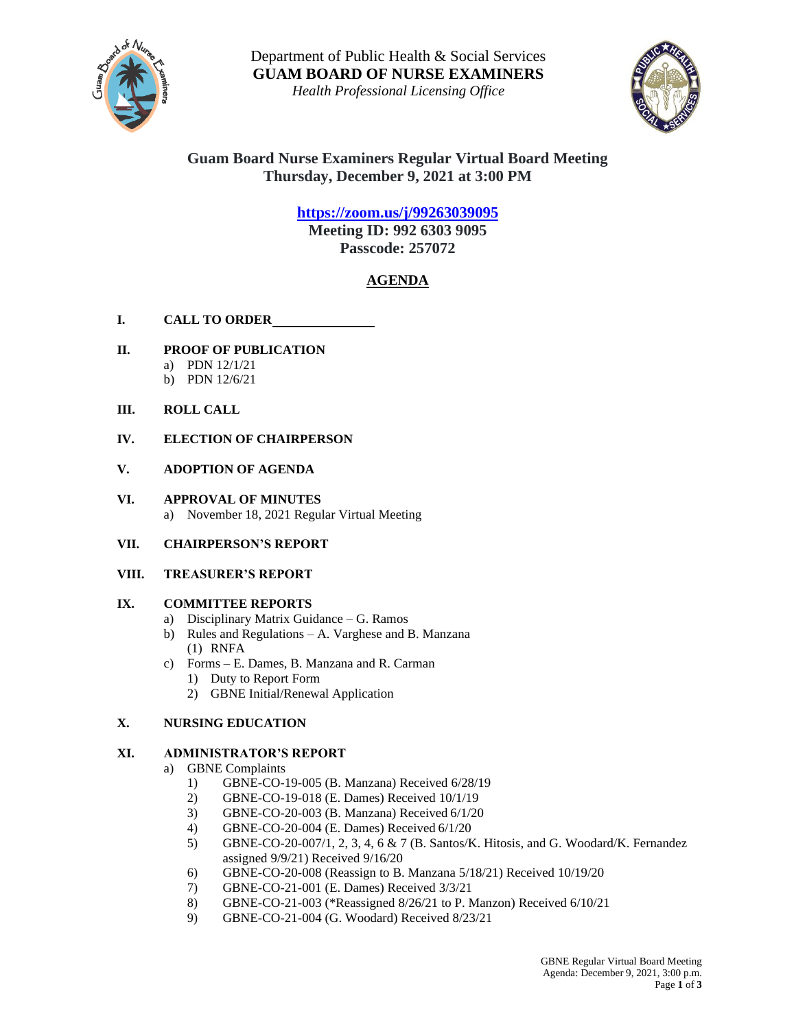Department of Public Health & Social Services

**GUAM BOARD OF NURSE EXAMINERS**

*Health Professional Licensing Office*

## Guam Board Nurse Examiners Regular Virtual Board Meeting
## Thursday, December 9, 2021 at 3:00 PM

**https://zoom.us/j/99263039095**

**Meeting ID: 992 6303 9095**

**Passcode: 257072**

## AGENDA

**I. CALL TO ORDER** _______________

**II. PROOF OF PUBLICATION**
- a) PDN 12/1/21
- b) PDN 12/6/21

**III. ROLL CALL**

**IV. ELECTION OF CHAIRPERSON**

**V. ADOPTION OF AGENDA**

**VI. APPROVAL OF MINUTES**
- a) November 18, 2021 Regular Virtual Meeting

**VII. CHAIRPERSON'S REPORT**

**VIII. TREASURER'S REPORT**

**IX. COMMITTEE REPORTS**
- a) Disciplinary Matrix Guidance – G. Ramos
- b) Rules and Regulations – A. Varghese and B. Manzana
  - (1) RNFA
- c) Forms – E. Dames, B. Manzana and R. Carman
  - 1) Duty to Report Form
  - 2) GBNE Initial/Renewal Application

**X. NURSING EDUCATION**

**XI. ADMINISTRATOR'S REPORT**
- a) GBNE Complaints
  - 1) GBNE-CO-19-005 (B. Manzana) Received 6/28/19
  - 2) GBNE-CO-19-018 (E. Dames) Received 10/1/19
  - 3) GBNE-CO-20-003 (B. Manzana) Received 6/1/20
  - 4) GBNE-CO-20-004 (E. Dames) Received 6/1/20
  - 5) GBNE-CO-20-007/1, 2, 3, 4, 6 & 7 (B. Santos/K. Hitosis, and G. Woodard/K. Fernandez assigned 9/9/21) Received 9/16/20
  - 6) GBNE-CO-20-008 (Reassign to B. Manzana 5/18/21) Received 10/19/20
  - 7) GBNE-CO-21-001 (E. Dames) Received 3/3/21
  - 8) GBNE-CO-21-003 (*Reassigned 8/26/21 to P. Manzon) Received 6/10/21
  - 9) GBNE-CO-21-004 (G. Woodard) Received 8/23/21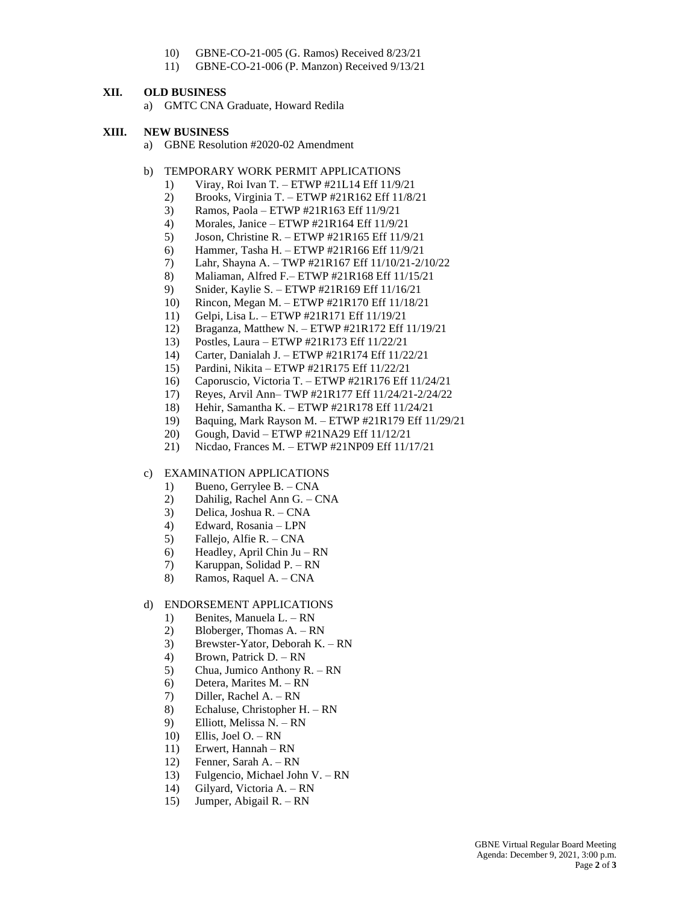10) GBNE-CO-21-005 (G. Ramos) Received 8/23/21
11) GBNE-CO-21-006 (P. Manzon) Received 9/13/21

## XII. OLD BUSINESS

a) GMTC CNA Graduate, Howard Redila

## XIII. NEW BUSINESS

a) GBNE Resolution #2020-02 Amendment

b) TEMPORARY WORK PERMIT APPLICATIONS
   1) Viray, Roi Ivan T. – ETWP #21L14 Eff 11/9/21
   2) Brooks, Virginia T. – ETWP #21R162 Eff 11/8/21
   3) Ramos, Paola – ETWP #21R163 Eff 11/9/21
   4) Morales, Janice – ETWP #21R164 Eff 11/9/21
   5) Joson, Christine R. – ETWP #21R165 Eff 11/9/21
   6) Hammer, Tasha H. – ETWP #21R166 Eff 11/9/21
   7) Lahr, Shayna A. – TWP #21R167 Eff 11/10/21-2/10/22
   8) Maliaman, Alfred F.– ETWP #21R168 Eff 11/15/21
   9) Snider, Kaylie S. – ETWP #21R169 Eff 11/16/21
   10) Rincon, Megan M. – ETWP #21R170 Eff 11/18/21
   11) Gelpi, Lisa L. – ETWP #21R171 Eff 11/19/21
   12) Braganza, Matthew N. – ETWP #21R172 Eff 11/19/21
   13) Postles, Laura – ETWP #21R173 Eff 11/22/21
   14) Carter, Danialah J. – ETWP #21R174 Eff 11/22/21
   15) Pardini, Nikita – ETWP #21R175 Eff 11/22/21
   16) Caporuscio, Victoria T. – ETWP #21R176 Eff 11/24/21
   17) Reyes, Arvil Ann– TWP #21R177 Eff 11/24/21-2/24/22
   18) Hehir, Samantha K. – ETWP #21R178 Eff 11/24/21
   19) Baquing, Mark Rayson M. – ETWP #21R179 Eff 11/29/21
   20) Gough, David – ETWP #21NA29 Eff 11/12/21
   21) Nicdao, Frances M. – ETWP #21NP09 Eff 11/17/21

c) EXAMINATION APPLICATIONS
   1) Bueno, Gerrylee B. – CNA
   2) Dahilig, Rachel Ann G. – CNA
   3) Delica, Joshua R. – CNA
   4) Edward, Rosania – LPN
   5) Fallejo, Alfie R. – CNA
   6) Headley, April Chin Ju – RN
   7) Karuppan, Solidad P. – RN
   8) Ramos, Raquel A. – CNA

d) ENDORSEMENT APPLICATIONS
   1) Benites, Manuela L. – RN
   2) Bloberger, Thomas A. – RN
   3) Brewster-Yator, Deborah K. – RN
   4) Brown, Patrick D. – RN
   5) Chua, Jumico Anthony R. – RN
   6) Detera, Marites M. – RN
   7) Diller, Rachel A. – RN
   8) Echaluse, Christopher H. – RN
   9) Elliott, Melissa N. – RN
   10) Ellis, Joel O. – RN
   11) Erwert, Hannah – RN
   12) Fenner, Sarah A. – RN
   13) Fulgencio, Michael John V. – RN
   14) Gilyard, Victoria A. – RN
   15) Jumper, Abigail R. – RN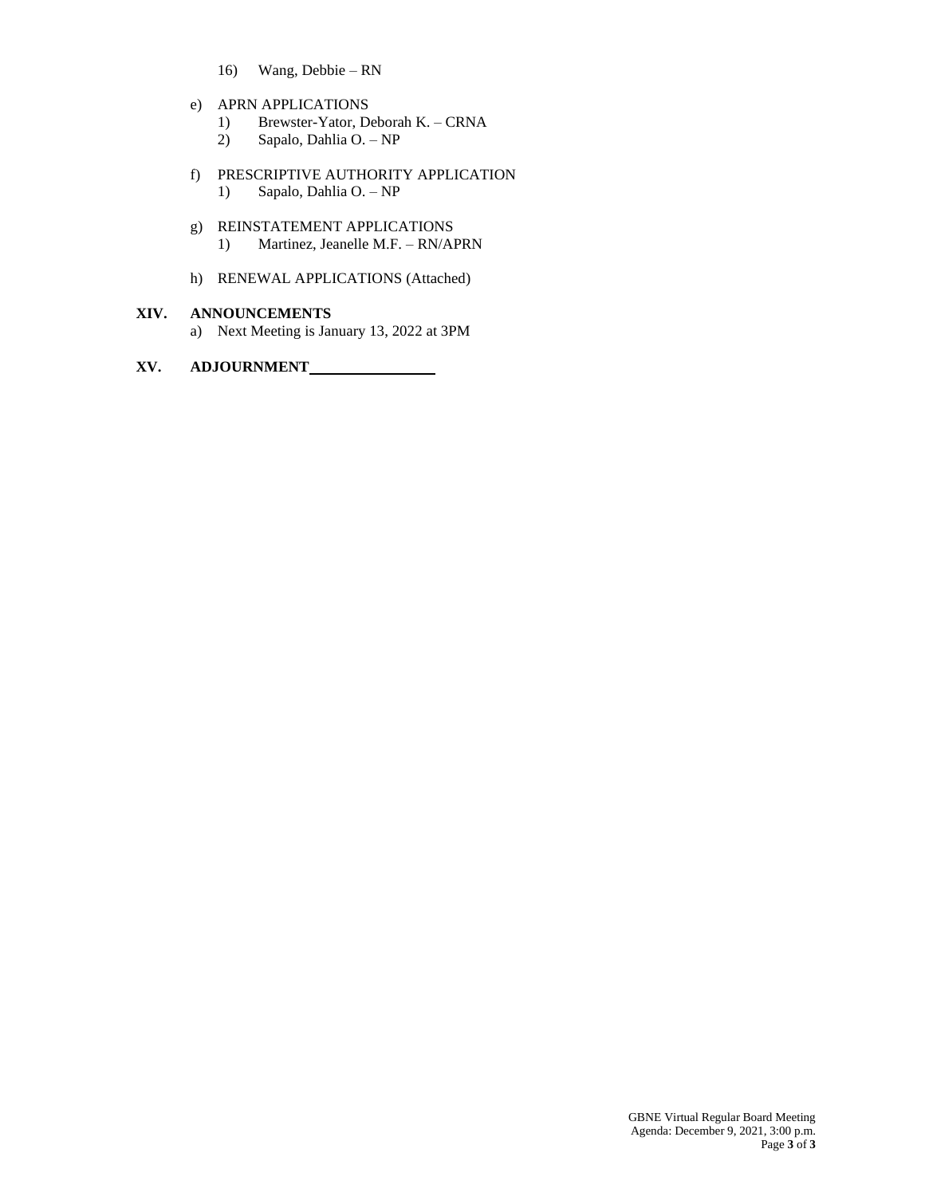16) Wang, Debbie – RN

e) APRN APPLICATIONS
   1) Brewster-Yator, Deborah K. – CRNA
   2) Sapalo, Dahlia O. – NP

f) PRESCRIPTIVE AUTHORITY APPLICATION
   1) Sapalo, Dahlia O. – NP

g) REINSTATEMENT APPLICATIONS
   1) Martinez, Jeanelle M.F. – RN/APRN

h) RENEWAL APPLICATIONS (Attached)

**XIV. ANNOUNCEMENTS**

a) Next Meeting is January 13, 2022 at 3PM

**XV. ADJOURNMENT**\_\_\_\_\_\_\_\_\_\_\_\_\_\_\_\_